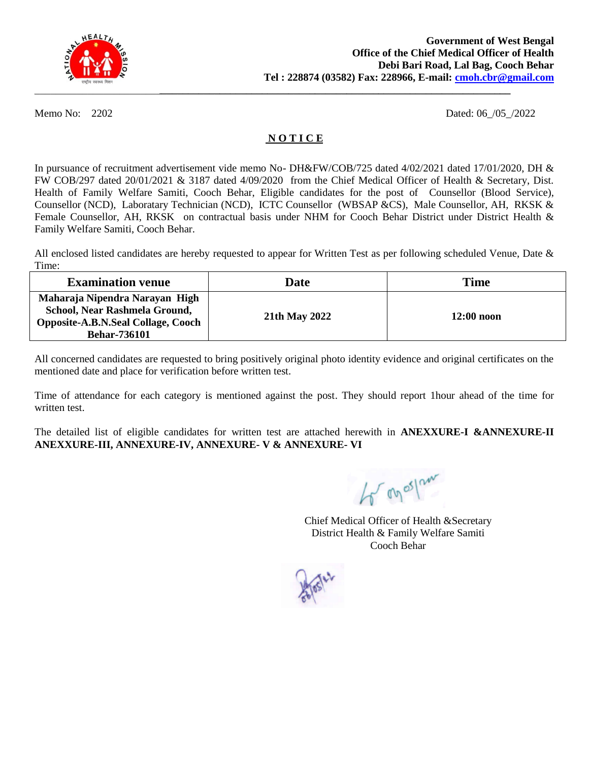**Government of West Bengal**
**Office of the Chief Medical Officer of Health**
**Debi Bari Road, Lal Bag, Cooch Behar**
**Tel : 228874 (03582) Fax: 228966, E-mail: cmoh.cbr@gmail.com**

---

Memo No: 2202 Dated: 06_/05_/2022

## N O T I C E

In pursuance of recruitment advertisement vide memo No- DH&FW/COB/725 dated 4/02/2021 dated 17/01/2020, DH & FW COB/297 dated 20/01/2021 & 3187 dated 4/09/2020 from the Chief Medical Officer of Health & Secretary, Dist. Health of Family Welfare Samiti, Cooch Behar, Eligible candidates for the post of Counsellor (Blood Service), Counsellor (NCD), Laboratary Technician (NCD), ICTC Counsellor (WBSAP &CS), Male Counsellor, AH, RKSK & Female Counsellor, AH, RKSK on contractual basis under NHM for Cooch Behar District under District Health & Family Welfare Samiti, Cooch Behar.

All enclosed listed candidates are hereby requested to appear for Written Test as per following scheduled Venue, Date & Time:

| Examination venue | Date | Time |
|---|---|---|
| **Maharaja Nipendra Narayan High School, Near Rashmela Ground, Opposite-A.B.N.Seal Collage, Cooch Behar-736101** | **21th May 2022** | **12:00 noon** |

All concerned candidates are requested to bring positively original photo identity evidence and original certificates on the mentioned date and place for verification before written test.

Time of attendance for each category is mentioned against the post. They should report 1hour ahead of the time for written test.

The detailed list of eligible candidates for written test are attached herewith in **ANEXXURE-I &ANNEXURE-II ANEXXURE-III, ANNEXURE-IV, ANNEXURE- V & ANNEXURE- VI**

Chief Medical Officer of Health &Secretary
District Health & Family Welfare Samiti
Cooch Behar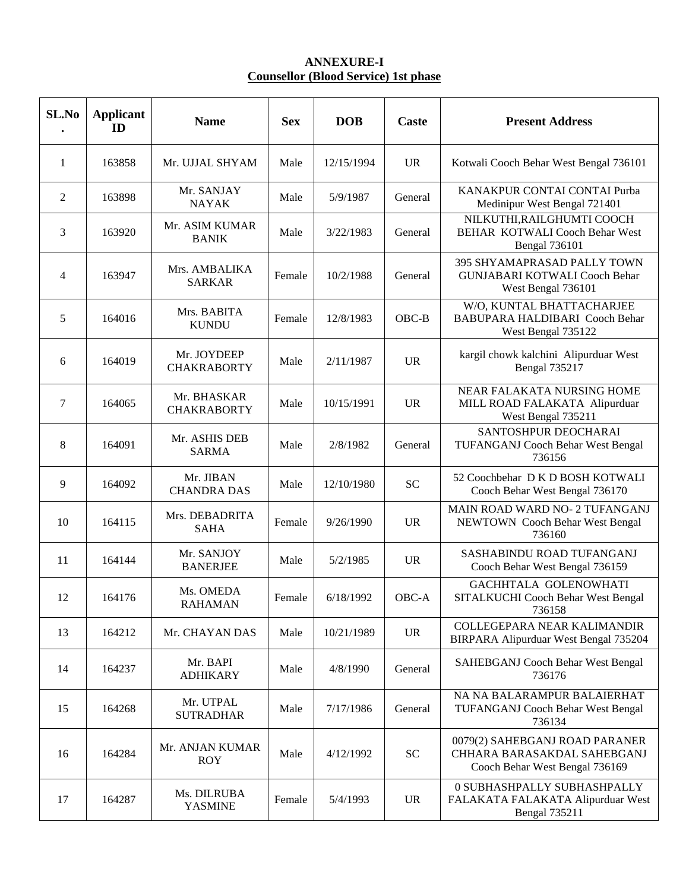**ANNEXURE-I**

**Counsellor (Blood Service) 1st phase**

| SL.No. | Applicant ID | Name | Sex | DOB | Caste | Present Address |
|---|---|---|---|---|---|---|
| 1 | 163858 | Mr. UJJAL SHYAM | Male | 12/15/1994 | UR | Kotwali Cooch Behar West Bengal 736101 |
| 2 | 163898 | Mr. SANJAY NAYAK | Male | 5/9/1987 | General | KANAKPUR CONTAI CONTAI Purba Medinipur West Bengal 721401 |
| 3 | 163920 | Mr. ASIM KUMAR BANIK | Male | 3/22/1983 | General | NILKUTHI,RAILGHUMTI COOCH BEHAR KOTWALI Cooch Behar West Bengal 736101 |
| 4 | 163947 | Mrs. AMBALIKA SARKAR | Female | 10/2/1988 | General | 395 SHYAMAPRASAD PALLY TOWN GUNJABARI KOTWALI Cooch Behar West Bengal 736101 |
| 5 | 164016 | Mrs. BABITA KUNDU | Female | 12/8/1983 | OBC-B | W/O, KUNTAL BHATTACHARJEE BABUPARA HALDIBARI Cooch Behar West Bengal 735122 |
| 6 | 164019 | Mr. JOYDEEP CHAKRABORTY | Male | 2/11/1987 | UR | kargil chowk kalchini Alipurduar West Bengal 735217 |
| 7 | 164065 | Mr. BHASKAR CHAKRABORTY | Male | 10/15/1991 | UR | NEAR FALAKATA NURSING HOME MILL ROAD FALAKATA Alipurduar West Bengal 735211 |
| 8 | 164091 | Mr. ASHIS DEB SARMA | Male | 2/8/1982 | General | SANTOSHPUR DEOCHARAI TUFANGANJ Cooch Behar West Bengal 736156 |
| 9 | 164092 | Mr. JIBAN CHANDRA DAS | Male | 12/10/1980 | SC | 52 Coochbehar D K D BOSH KOTWALI Cooch Behar West Bengal 736170 |
| 10 | 164115 | Mrs. DEBADRITA SAHA | Female | 9/26/1990 | UR | MAIN ROAD WARD NO- 2 TUFANGANJ NEWTOWN Cooch Behar West Bengal 736160 |
| 11 | 164144 | Mr. SANJOY BANERJEE | Male | 5/2/1985 | UR | SASHABINDU ROAD TUFANGANJ Cooch Behar West Bengal 736159 |
| 12 | 164176 | Ms. OMEDA RAHAMAN | Female | 6/18/1992 | OBC-A | GACHHTALA GOLENOWHATI SITALKUCHI Cooch Behar West Bengal 736158 |
| 13 | 164212 | Mr. CHAYAN DAS | Male | 10/21/1989 | UR | COLLEGEPARA NEAR KALIMANDIR BIRPARA Alipurduar West Bengal 735204 |
| 14 | 164237 | Mr. BAPI ADHIKARY | Male | 4/8/1990 | General | SAHEBGANJ Cooch Behar West Bengal 736176 |
| 15 | 164268 | Mr. UTPAL SUTRADHAR | Male | 7/17/1986 | General | NA NA BALARAMPUR BALAIERHAT TUFANGANJ Cooch Behar West Bengal 736134 |
| 16 | 164284 | Mr. ANJAN KUMAR ROY | Male | 4/12/1992 | SC | 0079(2) SAHEBGANJ ROAD PARANER CHHARA BARASAKDAL SAHEBGANJ Cooch Behar West Bengal 736169 |
| 17 | 164287 | Ms. DILRUBA YASMINE | Female | 5/4/1993 | UR | 0 SUBHASHPALLY SUBHASHPALLY FALAKATA FALAKATA Alipurduar West Bengal 735211 |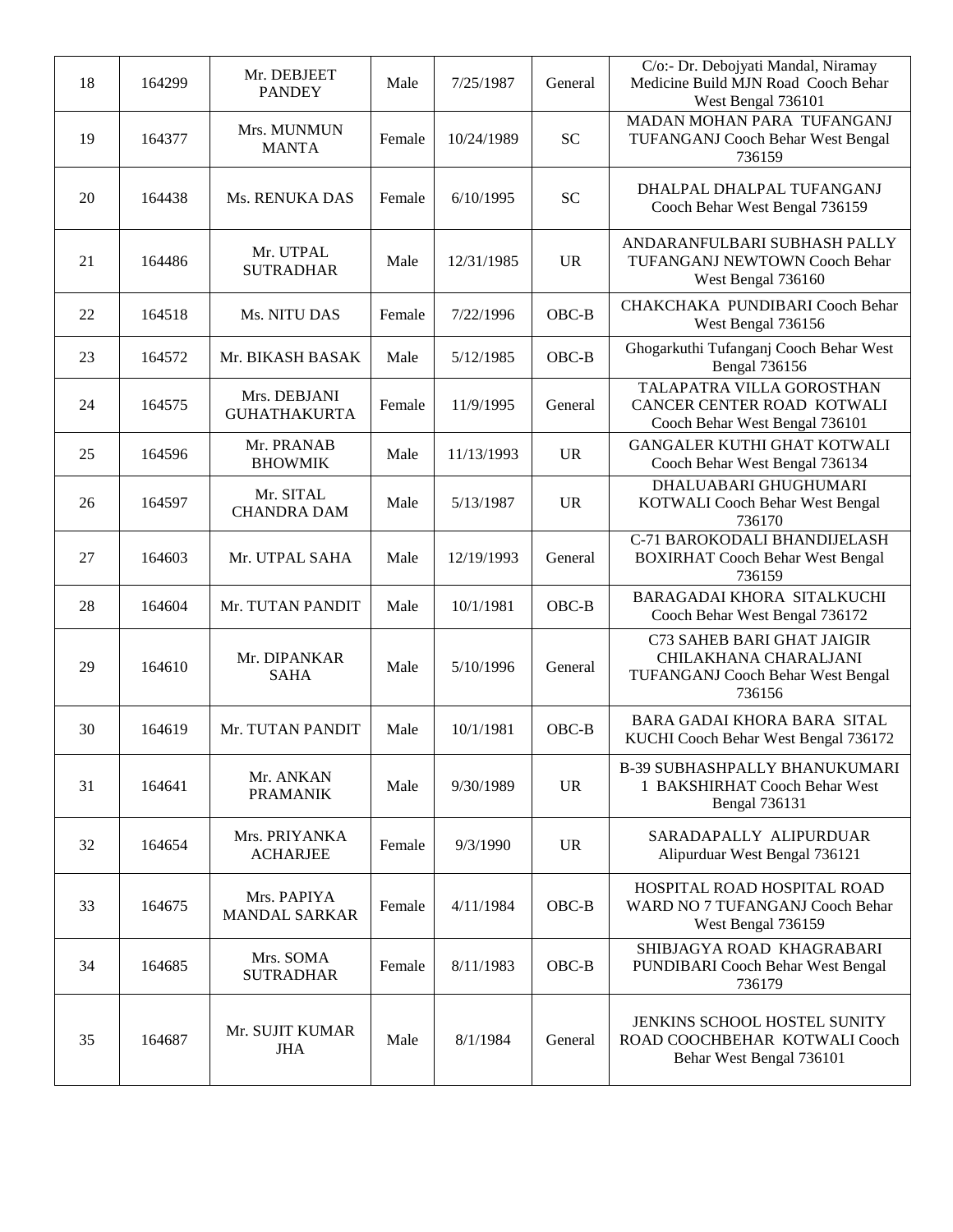| 18 | 164299 | Mr. DEBJEET PANDEY | Male | 7/25/1987 | General | C/o:- Dr. Debojyati Mandal, Niramay Medicine Build MJN Road Cooch Behar West Bengal 736101 |
|---|---|---|---|---|---|---|
| 19 | 164377 | Mrs. MUNMUN MANTA | Female | 10/24/1989 | SC | MADAN MOHAN PARA TUFANGANJ TUFANGANJ Cooch Behar West Bengal 736159 |
| 20 | 164438 | Ms. RENUKA DAS | Female | 6/10/1995 | SC | DHALPAL DHALPAL TUFANGANJ Cooch Behar West Bengal 736159 |
| 21 | 164486 | Mr. UTPAL SUTRADHAR | Male | 12/31/1985 | UR | ANDARANFULBARI SUBHASH PALLY TUFANGANJ NEWTOWN Cooch Behar West Bengal 736160 |
| 22 | 164518 | Ms. NITU DAS | Female | 7/22/1996 | OBC-B | CHAKCHAKA PUNDIBARI Cooch Behar West Bengal 736156 |
| 23 | 164572 | Mr. BIKASH BASAK | Male | 5/12/1985 | OBC-B | Ghogarkuthi Tufanganj Cooch Behar West Bengal 736156 |
| 24 | 164575 | Mrs. DEBJANI GUHATHAKURTA | Female | 11/9/1995 | General | TALAPATRA VILLA GOROSTHAN CANCER CENTER ROAD KOTWALI Cooch Behar West Bengal 736101 |
| 25 | 164596 | Mr. PRANAB BHOWMIK | Male | 11/13/1993 | UR | GANGALER KUTHI GHAT KOTWALI Cooch Behar West Bengal 736134 |
| 26 | 164597 | Mr. SITAL CHANDRA DAM | Male | 5/13/1987 | UR | DHALUABARI GHUGHUMARI KOTWALI Cooch Behar West Bengal 736170 |
| 27 | 164603 | Mr. UTPAL SAHA | Male | 12/19/1993 | General | C-71 BAROKODALI BHANDIJELASH BOXIRHAT Cooch Behar West Bengal 736159 |
| 28 | 164604 | Mr. TUTAN PANDIT | Male | 10/1/1981 | OBC-B | BARAGADAI KHORA SITALKUCHI Cooch Behar West Bengal 736172 |
| 29 | 164610 | Mr. DIPANKAR SAHA | Male | 5/10/1996 | General | C73 SAHEB BARI GHAT JAIGIR CHILAKHANA CHARALJANI TUFANGANJ Cooch Behar West Bengal 736156 |
| 30 | 164619 | Mr. TUTAN PANDIT | Male | 10/1/1981 | OBC-B | BARA GADAI KHORA BARA SITAL KUCHI Cooch Behar West Bengal 736172 |
| 31 | 164641 | Mr. ANKAN PRAMANIK | Male | 9/30/1989 | UR | B-39 SUBHASHPALLY BHANUKUMARI 1 BAKSHIRHAT Cooch Behar West Bengal 736131 |
| 32 | 164654 | Mrs. PRIYANKA ACHARJEE | Female | 9/3/1990 | UR | SARADAPALLY ALIPURDUAR Alipurduar West Bengal 736121 |
| 33 | 164675 | Mrs. PAPIYA MANDAL SARKAR | Female | 4/11/1984 | OBC-B | HOSPITAL ROAD HOSPITAL ROAD WARD NO 7 TUFANGANJ Cooch Behar West Bengal 736159 |
| 34 | 164685 | Mrs. SOMA SUTRADHAR | Female | 8/11/1983 | OBC-B | SHIBJAGYA ROAD KHAGRABARI PUNDIBARI Cooch Behar West Bengal 736179 |
| 35 | 164687 | Mr. SUJIT KUMAR JHA | Male | 8/1/1984 | General | JENKINS SCHOOL HOSTEL SUNITY ROAD COOCHBEHAR KOTWALI Cooch Behar West Bengal 736101 |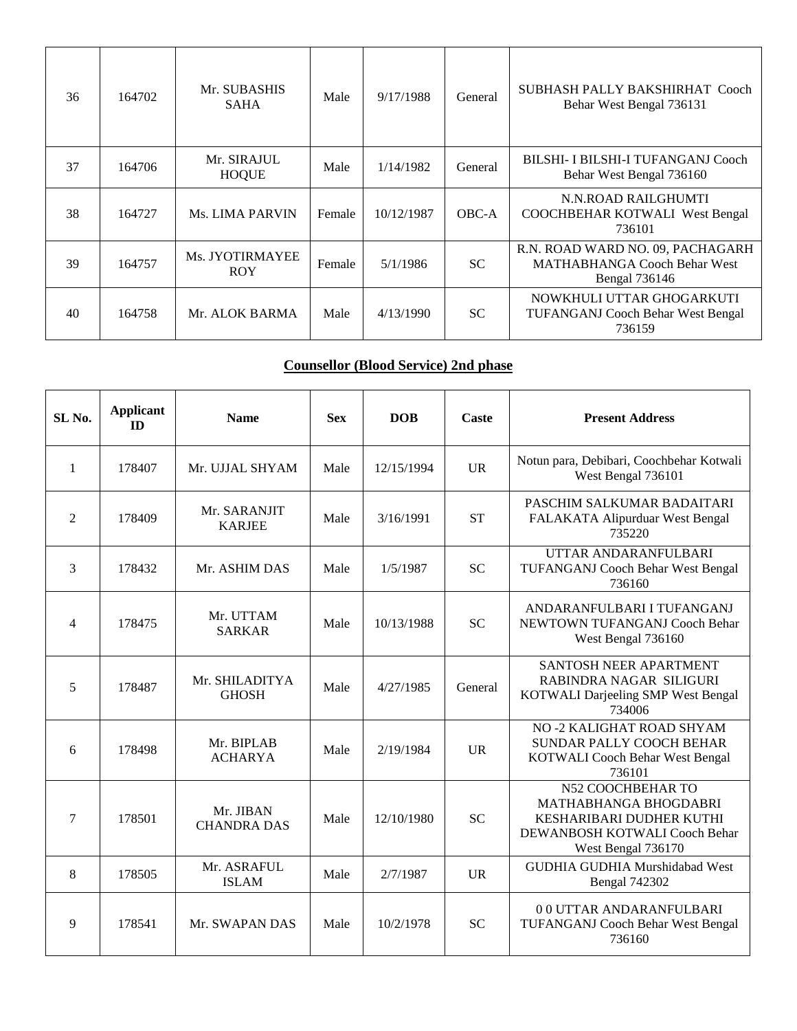| 36 | 164702 | Mr. SUBASHIS SAHA | Male | 9/17/1988 | General | SUBHASH PALLY BAKSHIRHAT Cooch Behar West Bengal 736131 |
|---|---|---|---|---|---|---|
| 37 | 164706 | Mr. SIRAJUL HOQUE | Male | 1/14/1982 | General | BILSHI- I BILSHI-I TUFANGANJ Cooch Behar West Bengal 736160 |
| 38 | 164727 | Ms. LIMA PARVIN | Female | 10/12/1987 | OBC-A | N.N.ROAD RAILGHUMTI COOCHBEHAR KOTWALI West Bengal 736101 |
| 39 | 164757 | Ms. JYOTIRMAYEE ROY | Female | 5/1/1986 | SC | R.N. ROAD WARD NO. 09, PACHAGARH MATHABHANGA Cooch Behar West Bengal 736146 |
| 40 | 164758 | Mr. ALOK BARMA | Male | 4/13/1990 | SC | NOWKHULI UTTAR GHOGARKUTI TUFANGANJ Cooch Behar West Bengal 736159 |

## Counsellor (Blood Service) 2nd phase

| SL No. | Applicant ID | Name | Sex | DOB | Caste | Present Address |
|---|---|---|---|---|---|---|
| 1 | 178407 | Mr. UJJAL SHYAM | Male | 12/15/1994 | UR | Notun para, Debibari, Coochbehar Kotwali West Bengal 736101 |
| 2 | 178409 | Mr. SARANJIT KARJEE | Male | 3/16/1991 | ST | PASCHIM SALKUMAR BADAITARI FALAKATA Alipurduar West Bengal 735220 |
| 3 | 178432 | Mr. ASHIM DAS | Male | 1/5/1987 | SC | UTTAR ANDARANFULBARI TUFANGANJ Cooch Behar West Bengal 736160 |
| 4 | 178475 | Mr. UTTAM SARKAR | Male | 10/13/1988 | SC | ANDARANFULBARI I TUFANGANJ NEWTOWN TUFANGANJ Cooch Behar West Bengal 736160 |
| 5 | 178487 | Mr. SHILADITYA GHOSH | Male | 4/27/1985 | General | SANTOSH NEER APARTMENT RABINDRA NAGAR SILIGURI KOTWALI Darjeeling SMP West Bengal 734006 |
| 6 | 178498 | Mr. BIPLAB ACHARYA | Male | 2/19/1984 | UR | NO -2 KALIGHAT ROAD SHYAM SUNDAR PALLY COOCH BEHAR KOTWALI Cooch Behar West Bengal 736101 |
| 7 | 178501 | Mr. JIBAN CHANDRA DAS | Male | 12/10/1980 | SC | N52 COOCHBEHAR TO MATHABHANGA BHOGDABRI KESHARIBARI DUDHER KUTHI DEWANBOSH KOTWALI Cooch Behar West Bengal 736170 |
| 8 | 178505 | Mr. ASRAFUL ISLAM | Male | 2/7/1987 | UR | GUDHIA GUDHIA Murshidabad West Bengal 742302 |
| 9 | 178541 | Mr. SWAPAN DAS | Male | 10/2/1978 | SC | 0 0 UTTAR ANDARANFULBARI TUFANGANJ Cooch Behar West Bengal 736160 |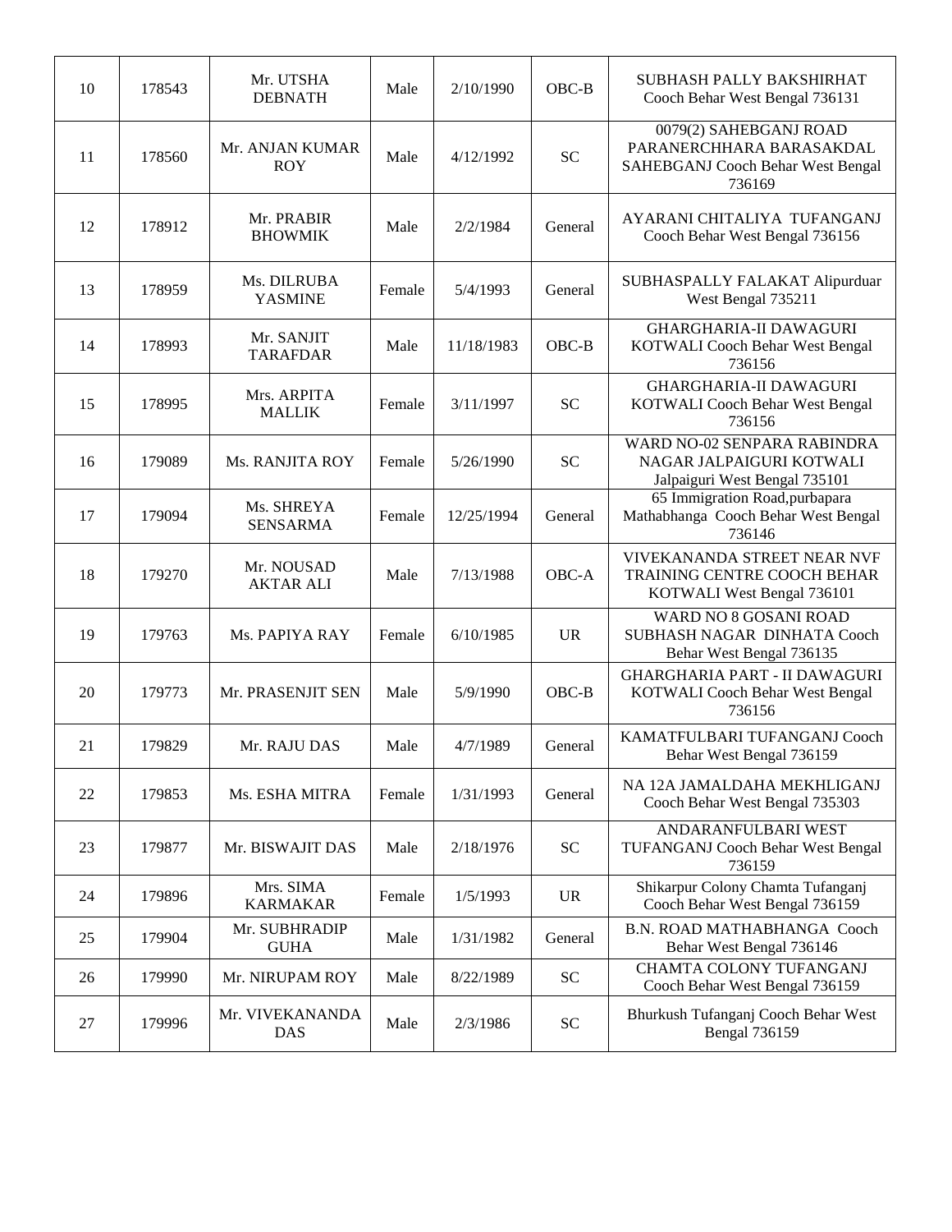| 10 | 178543 | Mr. UTSHA DEBNATH | Male | 2/10/1990 | OBC-B | SUBHASH PALLY BAKSHIRHAT Cooch Behar West Bengal 736131 |
|---|---|---|---|---|---|---|
| 11 | 178560 | Mr. ANJAN KUMAR ROY | Male | 4/12/1992 | SC | 0079(2) SAHEBGANJ ROAD PARANERCHHARA BARASAKDAL SAHEBGANJ Cooch Behar West Bengal 736169 |
| 12 | 178912 | Mr. PRABIR BHOWMIK | Male | 2/2/1984 | General | AYARANI CHITALIYA TUFANGANJ Cooch Behar West Bengal 736156 |
| 13 | 178959 | Ms. DILRUBA YASMINE | Female | 5/4/1993 | General | SUBHASPALLY FALAKAT Alipurduar West Bengal 735211 |
| 14 | 178993 | Mr. SANJIT TARAFDAR | Male | 11/18/1983 | OBC-B | GHARGHARIA-II DAWAGURI KOTWALI Cooch Behar West Bengal 736156 |
| 15 | 178995 | Mrs. ARPITA MALLIK | Female | 3/11/1997 | SC | GHARGHARIA-II DAWAGURI KOTWALI Cooch Behar West Bengal 736156 |
| 16 | 179089 | Ms. RANJITA ROY | Female | 5/26/1990 | SC | WARD NO-02 SENPARA RABINDRA NAGAR JALPAIGURI KOTWALI Jalpaiguri West Bengal 735101 |
| 17 | 179094 | Ms. SHREYA SENSARMA | Female | 12/25/1994 | General | 65 Immigration Road,purbapara Mathabhanga Cooch Behar West Bengal 736146 |
| 18 | 179270 | Mr. NOUSAD AKTAR ALI | Male | 7/13/1988 | OBC-A | VIVEKANANDA STREET NEAR NVF TRAINING CENTRE COOCH BEHAR KOTWALI West Bengal 736101 |
| 19 | 179763 | Ms. PAPIYA RAY | Female | 6/10/1985 | UR | WARD NO 8 GOSANI ROAD SUBHASH NAGAR DINHATA Cooch Behar West Bengal 736135 |
| 20 | 179773 | Mr. PRASENJIT SEN | Male | 5/9/1990 | OBC-B | GHARGHARIA PART - II DAWAGURI KOTWALI Cooch Behar West Bengal 736156 |
| 21 | 179829 | Mr. RAJU DAS | Male | 4/7/1989 | General | KAMATFULBARI TUFANGANJ Cooch Behar West Bengal 736159 |
| 22 | 179853 | Ms. ESHA MITRA | Female | 1/31/1993 | General | NA 12A JAMALDAHA MEKHLIGANJ Cooch Behar West Bengal 735303 |
| 23 | 179877 | Mr. BISWAJIT DAS | Male | 2/18/1976 | SC | ANDARANFULBARI WEST TUFANGANJ Cooch Behar West Bengal 736159 |
| 24 | 179896 | Mrs. SIMA KARMAKAR | Female | 1/5/1993 | UR | Shikarpur Colony Chamta Tufanganj Cooch Behar West Bengal 736159 |
| 25 | 179904 | Mr. SUBHRADIP GUHA | Male | 1/31/1982 | General | B.N. ROAD MATHABHANGA Cooch Behar West Bengal 736146 |
| 26 | 179990 | Mr. NIRUPAM ROY | Male | 8/22/1989 | SC | CHAMTA COLONY TUFANGANJ Cooch Behar West Bengal 736159 |
| 27 | 179996 | Mr. VIVEKANANDA DAS | Male | 2/3/1986 | SC | Bhurkush Tufanganj Cooch Behar West Bengal 736159 |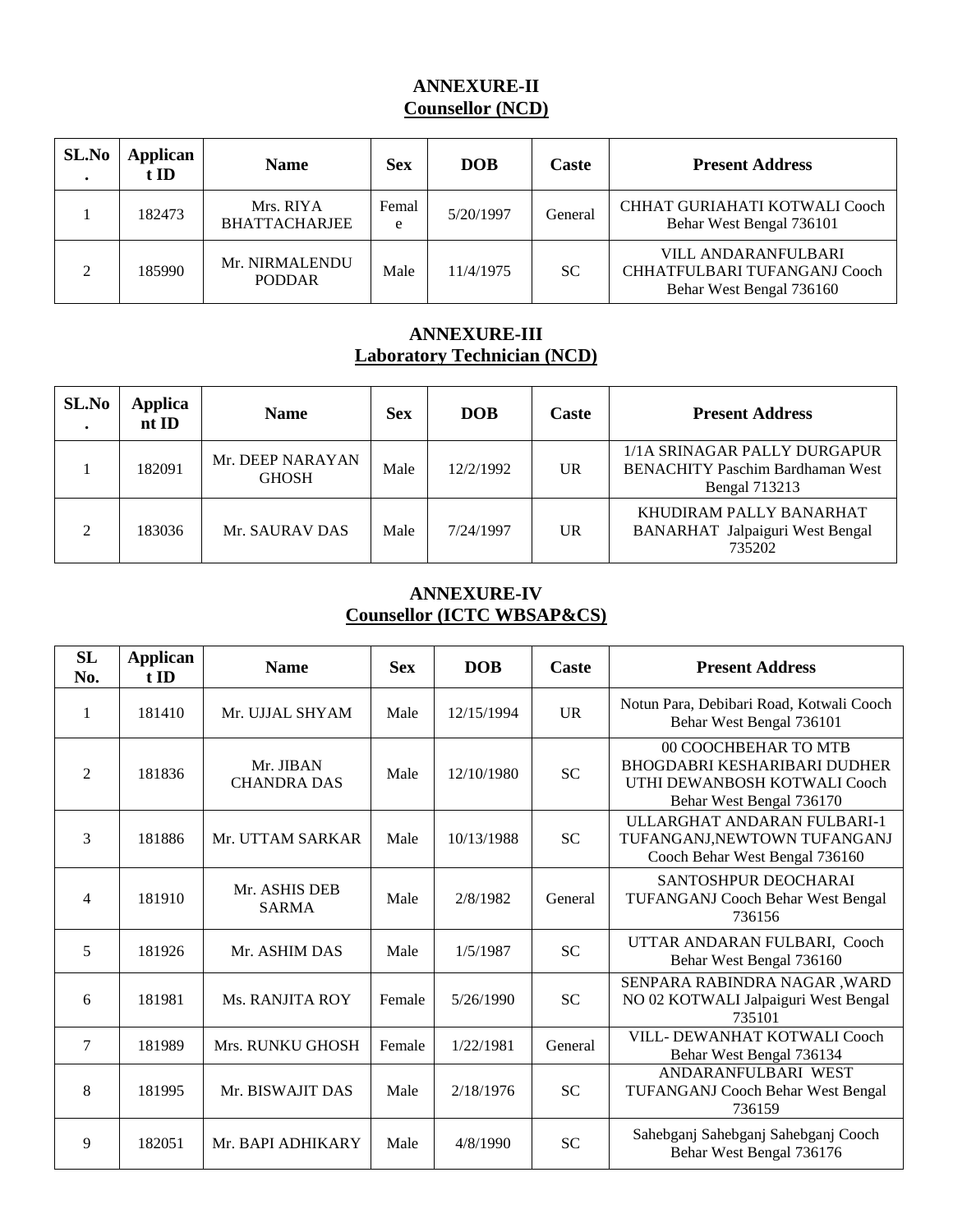## ANNEXURE-II
## Counsellor (NCD)

| SL.No. | Applicant ID | Name | Sex | DOB | Caste | Present Address |
|---|---|---|---|---|---|---|
| 1 | 182473 | Mrs. RIYA BHATTACHARJEE | Female | 5/20/1997 | General | CHHAT GURIAHATI KOTWALI Cooch Behar West Bengal 736101 |
| 2 | 185990 | Mr. NIRMALENDU PODDAR | Male | 11/4/1975 | SC | VILL ANDARANFULBARI CHHATFULBARI TUFANGANJ Cooch Behar West Bengal 736160 |

## ANNEXURE-III
## Laboratory Technician (NCD)

| SL.No. | Applicant ID | Name | Sex | DOB | Caste | Present Address |
|---|---|---|---|---|---|---|
| 1 | 182091 | Mr. DEEP NARAYAN GHOSH | Male | 12/2/1992 | UR | 1/1A SRINAGAR PALLY DURGAPUR BENACHITY Paschim Bardhaman West Bengal 713213 |
| 2 | 183036 | Mr. SAURAV DAS | Male | 7/24/1997 | UR | KHUDIRAM PALLY BANARHAT BANARHAT Jalpaiguri West Bengal 735202 |

## ANNEXURE-IV
## Counsellor (ICTC WBSAP&CS)

| SL No. | Applicant ID | Name | Sex | DOB | Caste | Present Address |
|---|---|---|---|---|---|---|
| 1 | 181410 | Mr. UJJAL SHYAM | Male | 12/15/1994 | UR | Notun Para, Debibari Road, Kotwali Cooch Behar West Bengal 736101 |
| 2 | 181836 | Mr. JIBAN CHANDRA DAS | Male | 12/10/1980 | SC | 00 COOCHBEHAR TO MTB BHOGDABRI KESHARIBARI DUDHER UTHI DEWANBOSH KOTWALI Cooch Behar West Bengal 736170 |
| 3 | 181886 | Mr. UTTAM SARKAR | Male | 10/13/1988 | SC | ULLARGHAT ANDARAN FULBARI-1 TUFANGANJ,NEWTOWN TUFANGANJ Cooch Behar West Bengal 736160 |
| 4 | 181910 | Mr. ASHIS DEB SARMA | Male | 2/8/1982 | General | SANTOSHPUR DEOCHARAI TUFANGANJ Cooch Behar West Bengal 736156 |
| 5 | 181926 | Mr. ASHIM DAS | Male | 1/5/1987 | SC | UTTAR ANDARAN FULBARI, Cooch Behar West Bengal 736160 |
| 6 | 181981 | Ms. RANJITA ROY | Female | 5/26/1990 | SC | SENPARA RABINDRA NAGAR ,WARD NO 02 KOTWALI Jalpaiguri West Bengal 735101 |
| 7 | 181989 | Mrs. RUNKU GHOSH | Female | 1/22/1981 | General | VILL- DEWANHAT KOTWALI Cooch Behar West Bengal 736134 |
| 8 | 181995 | Mr. BISWAJIT DAS | Male | 2/18/1976 | SC | ANDARANFULBARI WEST TUFANGANJ Cooch Behar West Bengal 736159 |
| 9 | 182051 | Mr. BAPI ADHIKARY | Male | 4/8/1990 | SC | Sahebganj Sahebganj Sahebganj Cooch Behar West Bengal 736176 |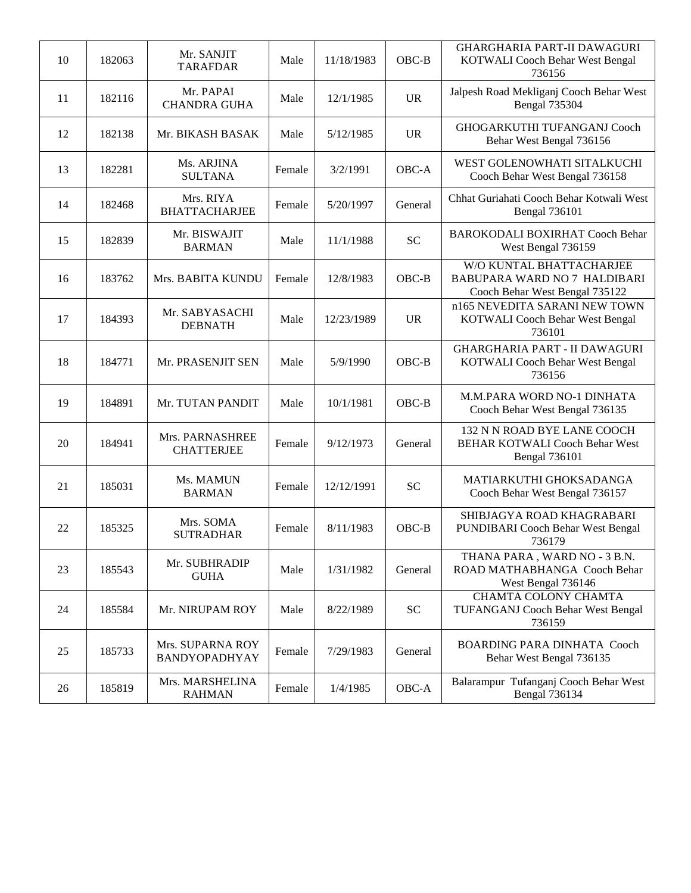| 10 | 182063 | Mr. SANJIT TARAFDAR | Male | 11/18/1983 | OBC-B | GHARGHARIA PART-II DAWAGURI KOTWALI Cooch Behar West Bengal 736156 |
|---|---|---|---|---|---|---|
| 11 | 182116 | Mr. PAPAI CHANDRA GUHA | Male | 12/1/1985 | UR | Jalpesh Road Mekliganj Cooch Behar West Bengal 735304 |
| 12 | 182138 | Mr. BIKASH BASAK | Male | 5/12/1985 | UR | GHOGARKUTHI TUFANGANJ Cooch Behar West Bengal 736156 |
| 13 | 182281 | Ms. ARJINA SULTANA | Female | 3/2/1991 | OBC-A | WEST GOLENOWHATI SITALKUCHI Cooch Behar West Bengal 736158 |
| 14 | 182468 | Mrs. RIYA BHATTACHARJEE | Female | 5/20/1997 | General | Chhat Guriahati Cooch Behar Kotwali West Bengal 736101 |
| 15 | 182839 | Mr. BISWAJIT BARMAN | Male | 11/1/1988 | SC | BAROKODALI BOXIRHAT Cooch Behar West Bengal 736159 |
| 16 | 183762 | Mrs. BABITA KUNDU | Female | 12/8/1983 | OBC-B | W/O KUNTAL BHATTACHARJEE BABUPARA WARD NO 7 HALDIBARI Cooch Behar West Bengal 735122 |
| 17 | 184393 | Mr. SABYASACHI DEBNATH | Male | 12/23/1989 | UR | n165 NEVEDITA SARANI NEW TOWN KOTWALI Cooch Behar West Bengal 736101 |
| 18 | 184771 | Mr. PRASENJIT SEN | Male | 5/9/1990 | OBC-B | GHARGHARIA PART - II DAWAGURI KOTWALI Cooch Behar West Bengal 736156 |
| 19 | 184891 | Mr. TUTAN PANDIT | Male | 10/1/1981 | OBC-B | M.M.PARA WORD NO-1 DINHATA Cooch Behar West Bengal 736135 |
| 20 | 184941 | Mrs. PARNASHREE CHATTERJEE | Female | 9/12/1973 | General | 132 N N ROAD BYE LANE COOCH BEHAR KOTWALI Cooch Behar West Bengal 736101 |
| 21 | 185031 | Ms. MAMUN BARMAN | Female | 12/12/1991 | SC | MATIARKUTHI GHOKSADANGA Cooch Behar West Bengal 736157 |
| 22 | 185325 | Mrs. SOMA SUTRADHAR | Female | 8/11/1983 | OBC-B | SHIBJAGYA ROAD KHAGRABARI PUNDIBARI Cooch Behar West Bengal 736179 |
| 23 | 185543 | Mr. SUBHRADIP GUHA | Male | 1/31/1982 | General | THANA PARA , WARD NO - 3 B.N. ROAD MATHABHANGA Cooch Behar West Bengal 736146 |
| 24 | 185584 | Mr. NIRUPAM ROY | Male | 8/22/1989 | SC | CHAMTA COLONY CHAMTA TUFANGANJ Cooch Behar West Bengal 736159 |
| 25 | 185733 | Mrs. SUPARNA ROY BANDYOPADHYAY | Female | 7/29/1983 | General | BOARDING PARA DINHATA Cooch Behar West Bengal 736135 |
| 26 | 185819 | Mrs. MARSHELINA RAHMAN | Female | 1/4/1985 | OBC-A | Balarampur Tufanganj Cooch Behar West Bengal 736134 |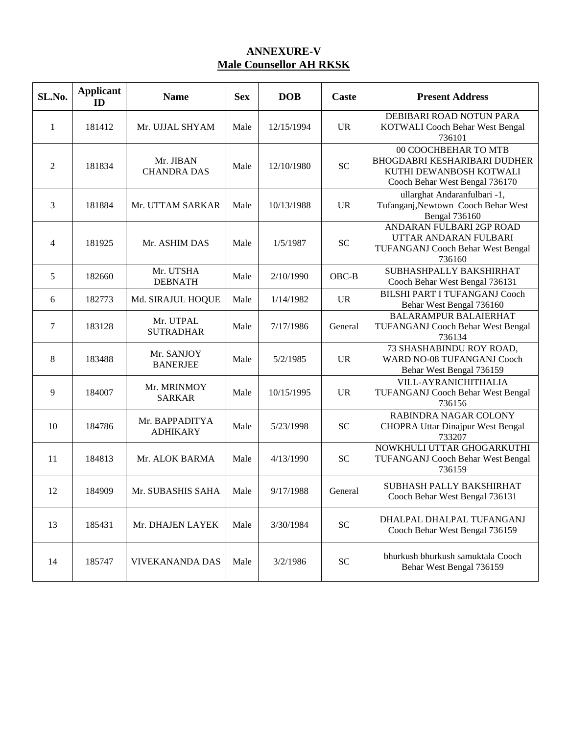**ANNEXURE-V**

**Male Counsellor AH RKSK**

| SL.No. | Applicant ID | Name | Sex | DOB | Caste | Present Address |
|---|---|---|---|---|---|---|
| 1 | 181412 | Mr. UJJAL SHYAM | Male | 12/15/1994 | UR | DEBIBARI ROAD NOTUN PARA KOTWALI Cooch Behar West Bengal 736101 |
| 2 | 181834 | Mr. JIBAN CHANDRA DAS | Male | 12/10/1980 | SC | 00 COOCHBEHAR TO MTB BHOGDABRI KESHARIBARI DUDHER KUTHI DEWANBOSH KOTWALI Cooch Behar West Bengal 736170 |
| 3 | 181884 | Mr. UTTAM SARKAR | Male | 10/13/1988 | UR | ullarghat Andaranfulbari -1, Tufanganj,Newtown Cooch Behar West Bengal 736160 |
| 4 | 181925 | Mr. ASHIM DAS | Male | 1/5/1987 | SC | ANDARAN FULBARI 2GP ROAD UTTAR ANDARAN FULBARI TUFANGANJ Cooch Behar West Bengal 736160 |
| 5 | 182660 | Mr. UTSHA DEBNATH | Male | 2/10/1990 | OBC-B | SUBHASHPALLY BAKSHIRHAT Cooch Behar West Bengal 736131 |
| 6 | 182773 | Md. SIRAJUL HOQUE | Male | 1/14/1982 | UR | BILSHI PART I TUFANGANJ Cooch Behar West Bengal 736160 |
| 7 | 183128 | Mr. UTPAL SUTRADHAR | Male | 7/17/1986 | General | BALARAMPUR BALAIERHAT TUFANGANJ Cooch Behar West Bengal 736134 |
| 8 | 183488 | Mr. SANJOY BANERJEE | Male | 5/2/1985 | UR | 73 SHASHABINDU ROY ROAD, WARD NO-08 TUFANGANJ Cooch Behar West Bengal 736159 |
| 9 | 184007 | Mr. MRINMOY SARKAR | Male | 10/15/1995 | UR | VILL-AYRANICHITHALIA TUFANGANJ Cooch Behar West Bengal 736156 |
| 10 | 184786 | Mr. BAPPADITYA ADHIKARY | Male | 5/23/1998 | SC | RABINDRA NAGAR COLONY CHOPRA Uttar Dinajpur West Bengal 733207 |
| 11 | 184813 | Mr. ALOK BARMA | Male | 4/13/1990 | SC | NOWKHULI UTTAR GHOGARKUTHI TUFANGANJ Cooch Behar West Bengal 736159 |
| 12 | 184909 | Mr. SUBASHIS SAHA | Male | 9/17/1988 | General | SUBHASH PALLY BAKSHIRHAT Cooch Behar West Bengal 736131 |
| 13 | 185431 | Mr. DHAJEN LAYEK | Male | 3/30/1984 | SC | DHALPAL DHALPAL TUFANGANJ Cooch Behar West Bengal 736159 |
| 14 | 185747 | VIVEKANANDA DAS | Male | 3/2/1986 | SC | bhurkush bhurkush samuktala Cooch Behar West Bengal 736159 |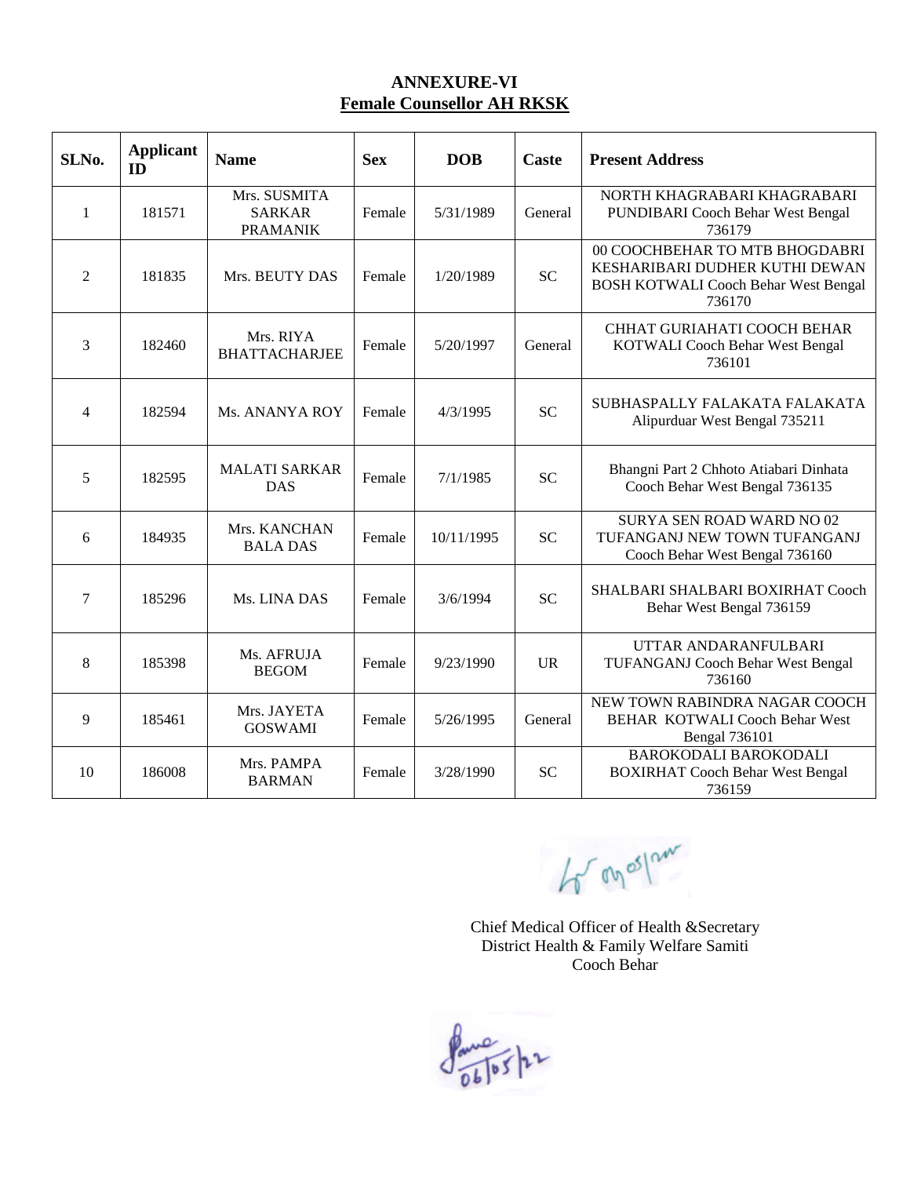## ANNEXURE-VI

**Female Counsellor AH RKSK**

| SLNo. | Applicant ID | Name | Sex | DOB | Caste | Present Address |
|---|---|---|---|---|---|---|
| 1 | 181571 | Mrs. SUSMITA SARKAR PRAMANIK | Female | 5/31/1989 | General | NORTH KHAGRABARI KHAGRABARI PUNDIBARI Cooch Behar West Bengal 736179 |
| 2 | 181835 | Mrs. BEUTY DAS | Female | 1/20/1989 | SC | 00 COOCHBEHAR TO MTB BHOGDABRI KESHARIBARI DUDHER KUTHI DEWAN BOSH KOTWALI Cooch Behar West Bengal 736170 |
| 3 | 182460 | Mrs. RIYA BHATTACHARJEE | Female | 5/20/1997 | General | CHHAT GURIAHATI COOCH BEHAR KOTWALI Cooch Behar West Bengal 736101 |
| 4 | 182594 | Ms. ANANYA ROY | Female | 4/3/1995 | SC | SUBHASPALLY FALAKATA FALAKATA Alipurduar West Bengal 735211 |
| 5 | 182595 | MALATI SARKAR DAS | Female | 7/1/1985 | SC | Bhangni Part 2 Chhoto Atiabari Dinhata Cooch Behar West Bengal 736135 |
| 6 | 184935 | Mrs. KANCHAN BALA DAS | Female | 10/11/1995 | SC | SURYA SEN ROAD WARD NO 02 TUFANGANJ NEW TOWN TUFANGANJ Cooch Behar West Bengal 736160 |
| 7 | 185296 | Ms. LINA DAS | Female | 3/6/1994 | SC | SHALBARI SHALBARI BOXIRHAT Cooch Behar West Bengal 736159 |
| 8 | 185398 | Ms. AFRUJA BEGOM | Female | 9/23/1990 | UR | UTTAR ANDARANFULBARI TUFANGANJ Cooch Behar West Bengal 736160 |
| 9 | 185461 | Mrs. JAYETA GOSWAMI | Female | 5/26/1995 | General | NEW TOWN RABINDRA NAGAR COOCH BEHAR KOTWALI Cooch Behar West Bengal 736101 |
| 10 | 186008 | Mrs. PAMPA BARMAN | Female | 3/28/1990 | SC | BAROKODALI BAROKODALI BOXIRHAT Cooch Behar West Bengal 736159 |

Chief Medical Officer of Health &Secretary
District Health & Family Welfare Samiti
Cooch Behar

06/05/22